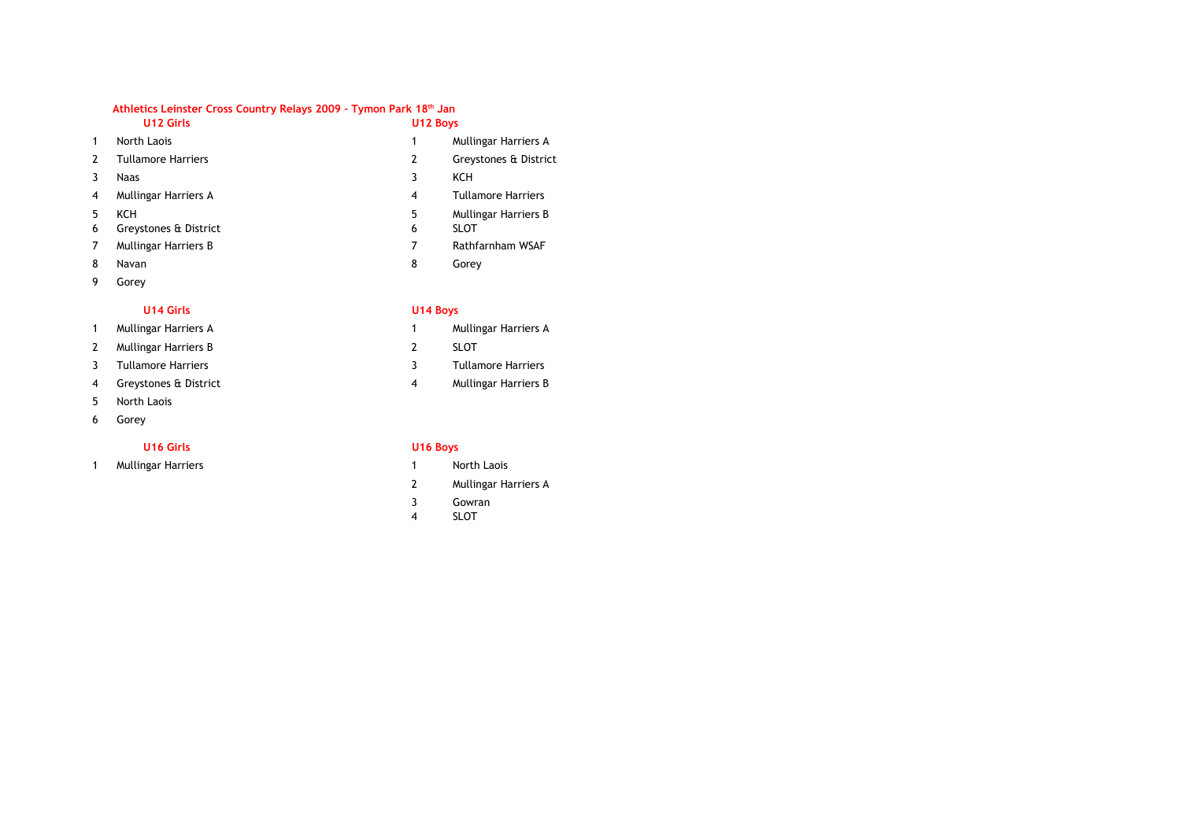# Athletics Leinster Cross Country Relays 2009 - Tymon Park 18th Jan

## U12 Girls

1. North Laois
2. Tullamore Harriers
3. Naas
4. Mullingar Harriers A
5. KCH
6. Greystones & District
7. Mullingar Harriers B
8. Navan
9. Gorey

## U12 Boys

1. Mullingar Harriers A
2. Greystones & District
3. KCH
4. Tullamore Harriers
5. Mullingar Harriers B
6. SLOT
7. Rathfarnham WSAF
8. Gorey

## U14 Girls

1. Mullingar Harriers A
2. Mullingar Harriers B
3. Tullamore Harriers
4. Greystones & District
5. North Laois
6. Gorey

## U14 Boys

1. Mullingar Harriers A
2. SLOT
3. Tullamore Harriers
4. Mullingar Harriers B

## U16 Girls

1. Mullingar Harriers

## U16 Boys

1. North Laois
2. Mullingar Harriers A
3. Gowran
4. SLOT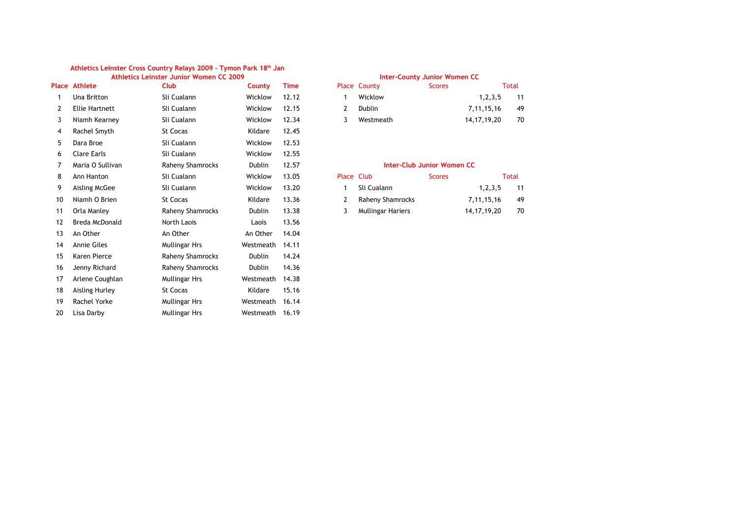## Athletics Leinster Cross Country Relays 2009 - Tymon Park 18th Jan

### Athletics Leinster Junior Women CC 2009

| Place | Athlete | Club | County | Time |
|---|---|---|---|---|
| 1 | Una Britton | Sli Cualann | Wicklow | 12.12 |
| 2 | Ellie Hartnett | Sli Cualann | Wicklow | 12.15 |
| 3 | Niamh Kearney | Sli Cualann | Wicklow | 12.34 |
| 4 | Rachel Smyth | St Cocas | Kildare | 12.45 |
| 5 | Dara Broe | Sli Cualann | Wicklow | 12.53 |
| 6 | Clare Earls | Sli Cualann | Wicklow | 12.55 |
| 7 | Maria O Sullivan | Raheny Shamrocks | Dublin | 12.57 |
| 8 | Ann Hanton | Sli Cualann | Wicklow | 13.05 |
| 9 | Aisling McGee | Sli Cualann | Wicklow | 13.20 |
| 10 | Niamh O Brien | St Cocas | Kildare | 13.36 |
| 11 | Orla Manley | Raheny Shamrocks | Dublin | 13.38 |
| 12 | Breda McDonald | North Laois | Laois | 13.56 |
| 13 | An Other | An Other | An Other | 14.04 |
| 14 | Annie Giles | Mullingar Hrs | Westmeath | 14.11 |
| 15 | Karen Pierce | Raheny Shamrocks | Dublin | 14.24 |
| 16 | Jenny Richard | Raheny Shamrocks | Dublin | 14.36 |
| 17 | Arlene Coughlan | Mullingar Hrs | Westmeath | 14.38 |
| 18 | Aisling Hurley | St Cocas | Kildare | 15.16 |
| 19 | Rachel Yorke | Mullingar Hrs | Westmeath | 16.14 |
| 20 | Lisa Darby | Mullingar Hrs | Westmeath | 16.19 |

### Inter-County Junior Women CC

| Place | County | Scores | Total |
|---|---|---|---|
| 1 | Wicklow | 1,2,3,5 | 11 |
| 2 | Dublin | 7,11,15,16 | 49 |
| 3 | Westmeath | 14,17,19,20 | 70 |

### Inter-Club Junior Women CC

| Place | Club | Scores | Total |
|---|---|---|---|
| 1 | Sli Cualann | 1,2,3,5 | 11 |
| 2 | Raheny Shamrocks | 7,11,15,16 | 49 |
| 3 | Mullingar Hariers | 14,17,19,20 | 70 |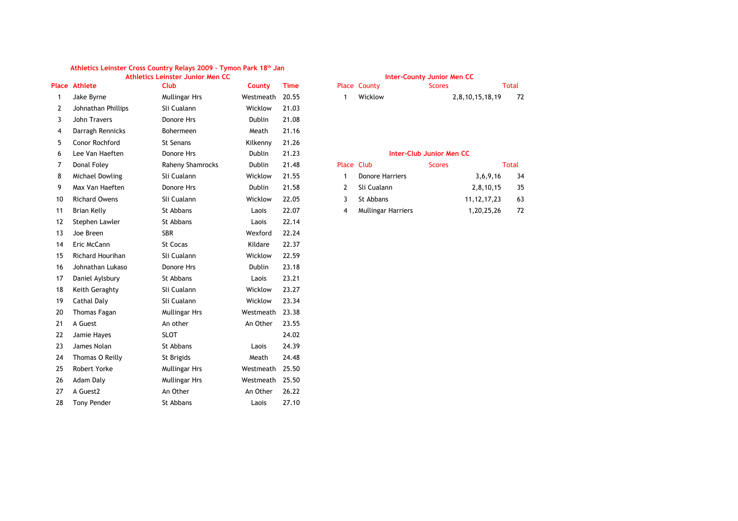# Athletics Leinster Cross Country Relays 2009 - Tymon Park 18th Jan

## Athletics Leinster Junior Men CC

| Place | Athlete | Club | County | Time |
|---|---|---|---|---|
| 1 | Jake Byrne | Mullingar Hrs | Westmeath | 20.55 |
| 2 | Johnathan Phillips | Sli Cualann | Wicklow | 21.03 |
| 3 | John Travers | Donore Hrs | Dublin | 21.08 |
| 4 | Darragh Rennicks | Bohermeen | Meath | 21.16 |
| 5 | Conor Rochford | St Senans | Kilkenny | 21.26 |
| 6 | Lee Van Haeften | Donore Hrs | Dublin | 21.23 |
| 7 | Donal Foley | Raheny Shamrocks | Dublin | 21.48 |
| 8 | Michael Dowling | Sli Cualann | Wicklow | 21.55 |
| 9 | Max Van Haeften | Donore Hrs | Dublin | 21.58 |
| 10 | Richard Owens | Sli Cualann | Wicklow | 22.05 |
| 11 | Brian Kelly | St Abbans | Laois | 22.07 |
| 12 | Stephen Lawler | St Abbans | Laois | 22.14 |
| 13 | Joe Breen | SBR | Wexford | 22.24 |
| 14 | Eric McCann | St Cocas | Kildare | 22.37 |
| 15 | Richard Hourihan | Sli Cualann | Wicklow | 22.59 |
| 16 | Johnathan Lukaso | Donore Hrs | Dublin | 23.18 |
| 17 | Daniel Aylsbury | St Abbans | Laois | 23.21 |
| 18 | Keith Geraghty | Sli Cualann | Wicklow | 23.27 |
| 19 | Cathal Daly | Sli Cualann | Wicklow | 23.34 |
| 20 | Thomas Fagan | Mullingar Hrs | Westmeath | 23.38 |
| 21 | A Guest | An other | An Other | 23.55 |
| 22 | Jamie Hayes | SLOT | | 24.02 |
| 23 | James Nolan | St Abbans | Laois | 24.39 |
| 24 | Thomas O Reilly | St Brigids | Meath | 24.48 |
| 25 | Robert Yorke | Mullingar Hrs | Westmeath | 25.50 |
| 26 | Adam Daly | Mullingar Hrs | Westmeath | 25.50 |
| 27 | A Guest2 | An Other | An Other | 26.22 |
| 28 | Tony Pender | St Abbans | Laois | 27.10 |

## Inter-County Junior Men CC

| Place | County | Scores | Total |
|---|---|---|---|
| 1 | Wicklow | 2,8,10,15,18,19 | 72 |

## Inter-Club Junior Men CC

| Place | Club | Scores | Total |
|---|---|---|---|
| 1 | Donore Harriers | 3,6,9,16 | 34 |
| 2 | Sli Cualann | 2,8,10,15 | 35 |
| 3 | St Abbans | 11,12,17,23 | 63 |
| 4 | Mullingar Harriers | 1,20,25,26 | 72 |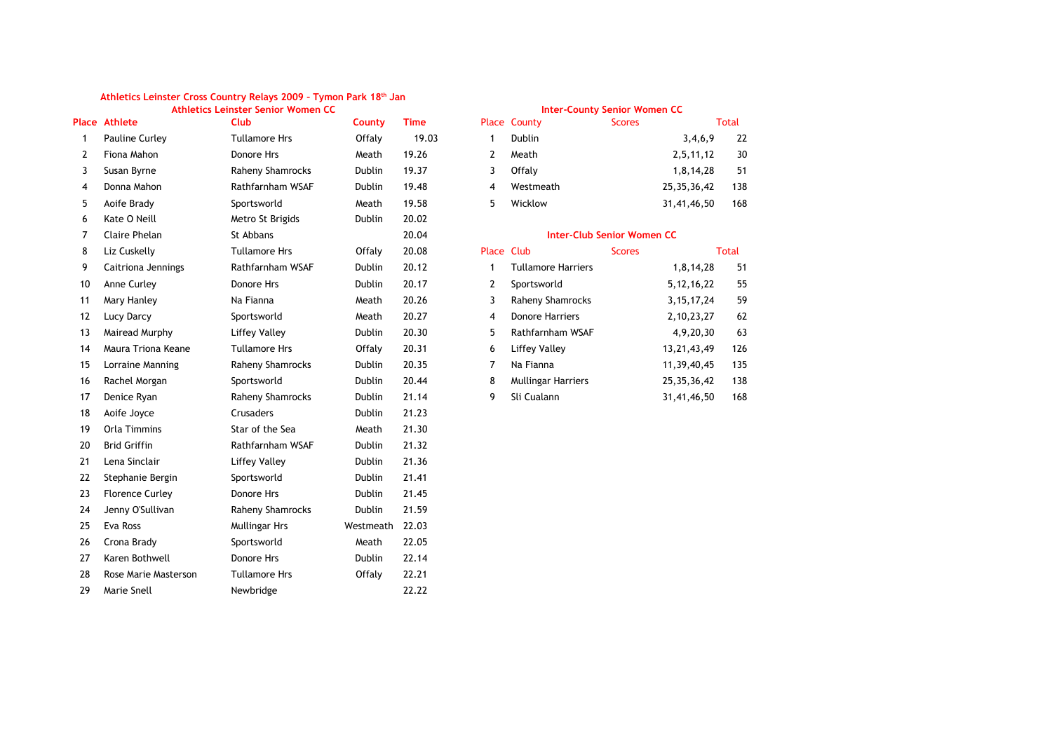## Athletics Leinster Cross Country Relays 2009 - Tymon Park 18th Jan

### Athletics Leinster Senior Women CC

| Place | Athlete | Club | County | Time |
|---|---|---|---|---|
| 1 | Pauline Curley | Tullamore Hrs | Offaly | 19.03 |
| 2 | Fiona Mahon | Donore Hrs | Meath | 19.26 |
| 3 | Susan Byrne | Raheny Shamrocks | Dublin | 19.37 |
| 4 | Donna Mahon | Rathfarnham WSAF | Dublin | 19.48 |
| 5 | Aoife Brady | Sportsworld | Meath | 19.58 |
| 6 | Kate O Neill | Metro St Brigids | Dublin | 20.02 |
| 7 | Claire Phelan | St Abbans | | 20.04 |
| 8 | Liz Cuskelly | Tullamore Hrs | Offaly | 20.08 |
| 9 | Caitriona Jennings | Rathfarnham WSAF | Dublin | 20.12 |
| 10 | Anne Curley | Donore Hrs | Dublin | 20.17 |
| 11 | Mary Hanley | Na Fianna | Meath | 20.26 |
| 12 | Lucy Darcy | Sportsworld | Meath | 20.27 |
| 13 | Mairead Murphy | Liffey Valley | Dublin | 20.30 |
| 14 | Maura Triona Keane | Tullamore Hrs | Offaly | 20.31 |
| 15 | Lorraine Manning | Raheny Shamrocks | Dublin | 20.35 |
| 16 | Rachel Morgan | Sportsworld | Dublin | 20.44 |
| 17 | Denice Ryan | Raheny Shamrocks | Dublin | 21.14 |
| 18 | Aoife Joyce | Crusaders | Dublin | 21.23 |
| 19 | Orla Timmins | Star of the Sea | Meath | 21.30 |
| 20 | Brid Griffin | Rathfarnham WSAF | Dublin | 21.32 |
| 21 | Lena Sinclair | Liffey Valley | Dublin | 21.36 |
| 22 | Stephanie Bergin | Sportsworld | Dublin | 21.41 |
| 23 | Florence Curley | Donore Hrs | Dublin | 21.45 |
| 24 | Jenny O'Sullivan | Raheny Shamrocks | Dublin | 21.59 |
| 25 | Eva Ross | Mullingar Hrs | Westmeath | 22.03 |
| 26 | Crona Brady | Sportsworld | Meath | 22.05 |
| 27 | Karen Bothwell | Donore Hrs | Dublin | 22.14 |
| 28 | Rose Marie Masterson | Tullamore Hrs | Offaly | 22.21 |
| 29 | Marie Snell | Newbridge | | 22.22 |

### Inter-County Senior Women CC

| Place | County | Scores | Total |
|---|---|---|---|
| 1 | Dublin | 3,4,6,9 | 22 |
| 2 | Meath | 2,5,11,12 | 30 |
| 3 | Offaly | 1,8,14,28 | 51 |
| 4 | Westmeath | 25,35,36,42 | 138 |
| 5 | Wicklow | 31,41,46,50 | 168 |

### Inter-Club Senior Women CC

| Place | Club | Scores | Total |
|---|---|---|---|
| 1 | Tullamore Harriers | 1,8,14,28 | 51 |
| 2 | Sportsworld | 5,12,16,22 | 55 |
| 3 | Raheny Shamrocks | 3,15,17,24 | 59 |
| 4 | Donore Harriers | 2,10,23,27 | 62 |
| 5 | Rathfarnham WSAF | 4,9,20,30 | 63 |
| 6 | Liffey Valley | 13,21,43,49 | 126 |
| 7 | Na Fianna | 11,39,40,45 | 135 |
| 8 | Mullingar Harriers | 25,35,36,42 | 138 |
| 9 | Sli Cualann | 31,41,46,50 | 168 |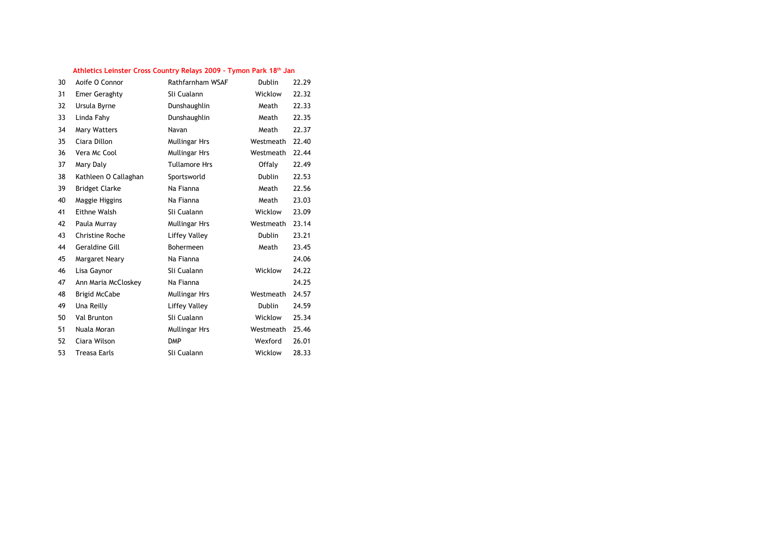**Athletics Leinster Cross Country Relays 2009 - Tymon Park 18th Jan**

| | | | | |
|---|---|---|---|---|
| 30 | Aoife O Connor | Rathfarnham WSAF | Dublin | 22.29 |
| 31 | Emer Geraghty | Sli Cualann | Wicklow | 22.32 |
| 32 | Ursula Byrne | Dunshaughlin | Meath | 22.33 |
| 33 | Linda Fahy | Dunshaughlin | Meath | 22.35 |
| 34 | Mary Watters | Navan | Meath | 22.37 |
| 35 | Ciara Dillon | Mullingar Hrs | Westmeath | 22.40 |
| 36 | Vera Mc Cool | Mullingar Hrs | Westmeath | 22.44 |
| 37 | Mary Daly | Tullamore Hrs | Offaly | 22.49 |
| 38 | Kathleen O Callaghan | Sportsworld | Dublin | 22.53 |
| 39 | Bridget Clarke | Na Fianna | Meath | 22.56 |
| 40 | Maggie Higgins | Na Fianna | Meath | 23.03 |
| 41 | Eithne Walsh | Sli Cualann | Wicklow | 23.09 |
| 42 | Paula Murray | Mullingar Hrs | Westmeath | 23.14 |
| 43 | Christine Roche | Liffey Valley | Dublin | 23.21 |
| 44 | Geraldine Gill | Bohermeen | Meath | 23.45 |
| 45 | Margaret Neary | Na Fianna | | 24.06 |
| 46 | Lisa Gaynor | Sli Cualann | Wicklow | 24.22 |
| 47 | Ann Maria McCloskey | Na Fianna | | 24.25 |
| 48 | Brigid McCabe | Mullingar Hrs | Westmeath | 24.57 |
| 49 | Una Reilly | Liffey Valley | Dublin | 24.59 |
| 50 | Val Brunton | Sli Cualann | Wicklow | 25.34 |
| 51 | Nuala Moran | Mullingar Hrs | Westmeath | 25.46 |
| 52 | Ciara Wilson | DMP | Wexford | 26.01 |
| 53 | Treasa Earls | Sli Cualann | Wicklow | 28.33 |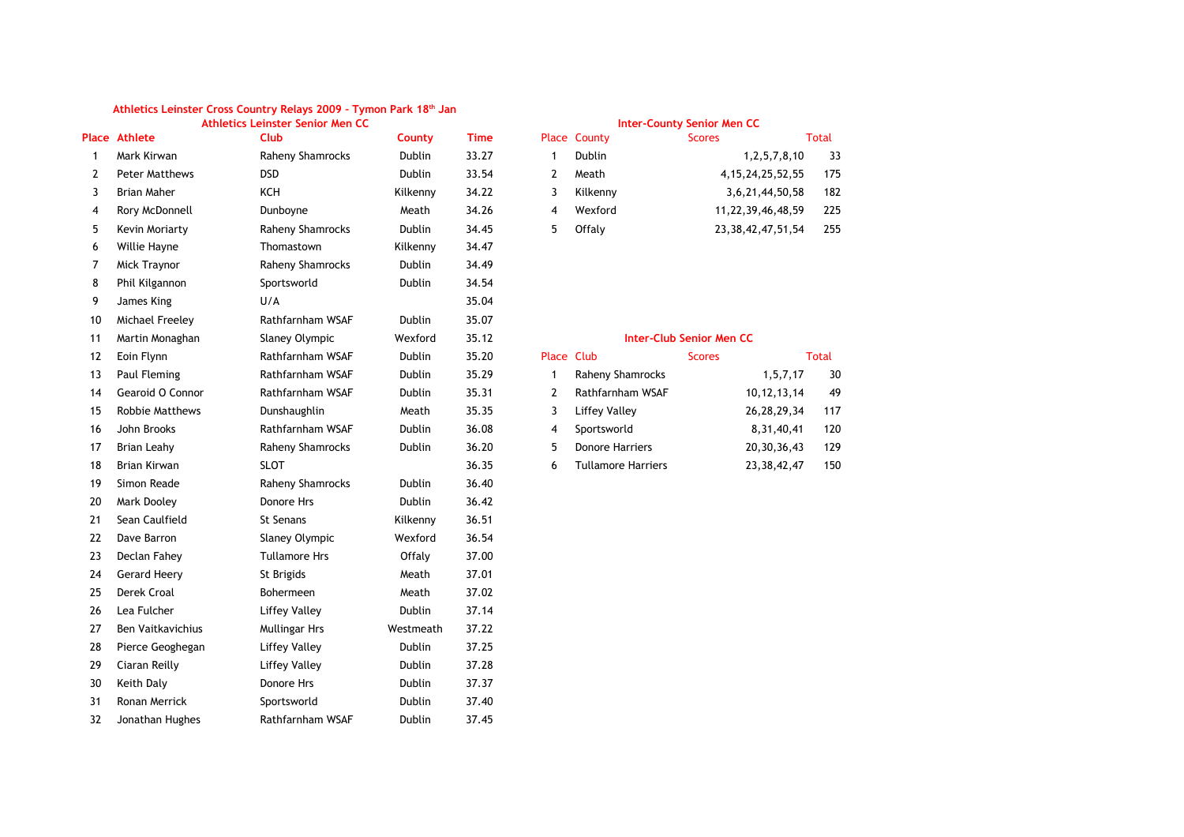# Athletics Leinster Cross Country Relays 2009 - Tymon Park 18th Jan

## Athletics Leinster Senior Men CC

| Place | Athlete | Club | County | Time |
|---|---|---|---|---|
| 1 | Mark Kirwan | Raheny Shamrocks | Dublin | 33.27 |
| 2 | Peter Matthews | DSD | Dublin | 33.54 |
| 3 | Brian Maher | KCH | Kilkenny | 34.22 |
| 4 | Rory McDonnell | Dunboyne | Meath | 34.26 |
| 5 | Kevin Moriarty | Raheny Shamrocks | Dublin | 34.45 |
| 6 | Willie Hayne | Thomastown | Kilkenny | 34.47 |
| 7 | Mick Traynor | Raheny Shamrocks | Dublin | 34.49 |
| 8 | Phil Kilgannon | Sportsworld | Dublin | 34.54 |
| 9 | James King | U/A | | 35.04 |
| 10 | Michael Freeley | Rathfarnham WSAF | Dublin | 35.07 |
| 11 | Martin Monaghan | Slaney Olympic | Wexford | 35.12 |
| 12 | Eoin Flynn | Rathfarnham WSAF | Dublin | 35.20 |
| 13 | Paul Fleming | Rathfarnham WSAF | Dublin | 35.29 |
| 14 | Gearoid O Connor | Rathfarnham WSAF | Dublin | 35.31 |
| 15 | Robbie Matthews | Dunshaughlin | Meath | 35.35 |
| 16 | John Brooks | Rathfarnham WSAF | Dublin | 36.08 |
| 17 | Brian Leahy | Raheny Shamrocks | Dublin | 36.20 |
| 18 | Brian Kirwan | SLOT | | 36.35 |
| 19 | Simon Reade | Raheny Shamrocks | Dublin | 36.40 |
| 20 | Mark Dooley | Donore Hrs | Dublin | 36.42 |
| 21 | Sean Caulfield | St Senans | Kilkenny | 36.51 |
| 22 | Dave Barron | Slaney Olympic | Wexford | 36.54 |
| 23 | Declan Fahey | Tullamore Hrs | Offaly | 37.00 |
| 24 | Gerard Heery | St Brigids | Meath | 37.01 |
| 25 | Derek Croal | Bohermeen | Meath | 37.02 |
| 26 | Lea Fulcher | Liffey Valley | Dublin | 37.14 |
| 27 | Ben Vaitkavichius | Mullingar Hrs | Westmeath | 37.22 |
| 28 | Pierce Geoghegan | Liffey Valley | Dublin | 37.25 |
| 29 | Ciaran Reilly | Liffey Valley | Dublin | 37.28 |
| 30 | Keith Daly | Donore Hrs | Dublin | 37.37 |
| 31 | Ronan Merrick | Sportsworld | Dublin | 37.40 |
| 32 | Jonathan Hughes | Rathfarnham WSAF | Dublin | 37.45 |

## Inter-County Senior Men CC

| Place | County | Scores | Total |
|---|---|---|---|
| 1 | Dublin | 1,2,5,7,8,10 | 33 |
| 2 | Meath | 4,15,24,25,52,55 | 175 |
| 3 | Kilkenny | 3,6,21,44,50,58 | 182 |
| 4 | Wexford | 11,22,39,46,48,59 | 225 |
| 5 | Offaly | 23,38,42,47,51,54 | 255 |

## Inter-Club Senior Men CC

| Place | Club | Scores | Total |
|---|---|---|---|
| 1 | Raheny Shamrocks | 1,5,7,17 | 30 |
| 2 | Rathfarnham WSAF | 10,12,13,14 | 49 |
| 3 | Liffey Valley | 26,28,29,34 | 117 |
| 4 | Sportsworld | 8,31,40,41 | 120 |
| 5 | Donore Harriers | 20,30,36,43 | 129 |
| 6 | Tullamore Harriers | 23,38,42,47 | 150 |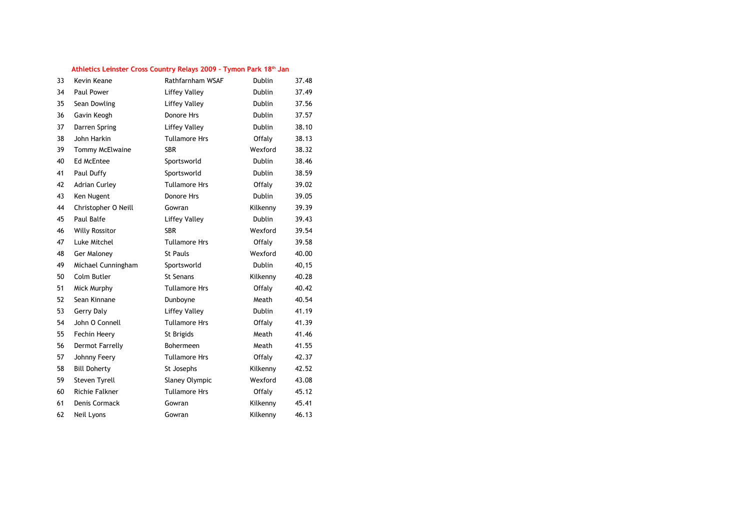**Athletics Leinster Cross Country Relays 2009 - Tymon Park 18th Jan**

| | | | | |
|---|---|---|---|---|
| 33 | Kevin Keane | Rathfarnham WSAF | Dublin | 37.48 |
| 34 | Paul Power | Liffey Valley | Dublin | 37.49 |
| 35 | Sean Dowling | Liffey Valley | Dublin | 37.56 |
| 36 | Gavin Keogh | Donore Hrs | Dublin | 37.57 |
| 37 | Darren Spring | Liffey Valley | Dublin | 38.10 |
| 38 | John Harkin | Tullamore Hrs | Offaly | 38.13 |
| 39 | Tommy McElwaine | SBR | Wexford | 38.32 |
| 40 | Ed McEntee | Sportsworld | Dublin | 38.46 |
| 41 | Paul Duffy | Sportsworld | Dublin | 38.59 |
| 42 | Adrian Curley | Tullamore Hrs | Offaly | 39.02 |
| 43 | Ken Nugent | Donore Hrs | Dublin | 39.05 |
| 44 | Christopher O Neill | Gowran | Kilkenny | 39.39 |
| 45 | Paul Balfe | Liffey Valley | Dublin | 39.43 |
| 46 | Willy Rossitor | SBR | Wexford | 39.54 |
| 47 | Luke Mitchel | Tullamore Hrs | Offaly | 39.58 |
| 48 | Ger Maloney | St Pauls | Wexford | 40.00 |
| 49 | Michael Cunningham | Sportsworld | Dublin | 40,15 |
| 50 | Colm Butler | St Senans | Kilkenny | 40.28 |
| 51 | Mick Murphy | Tullamore Hrs | Offaly | 40.42 |
| 52 | Sean Kinnane | Dunboyne | Meath | 40.54 |
| 53 | Gerry Daly | Liffey Valley | Dublin | 41.19 |
| 54 | John O Connell | Tullamore Hrs | Offaly | 41.39 |
| 55 | Fechin Heery | St Brigids | Meath | 41.46 |
| 56 | Dermot Farrelly | Bohermeen | Meath | 41.55 |
| 57 | Johnny Feery | Tullamore Hrs | Offaly | 42.37 |
| 58 | Bill Doherty | St Josephs | Kilkenny | 42.52 |
| 59 | Steven Tyrell | Slaney Olympic | Wexford | 43.08 |
| 60 | Richie Falkner | Tullamore Hrs | Offaly | 45.12 |
| 61 | Denis Cormack | Gowran | Kilkenny | 45.41 |
| 62 | Neil Lyons | Gowran | Kilkenny | 46.13 |